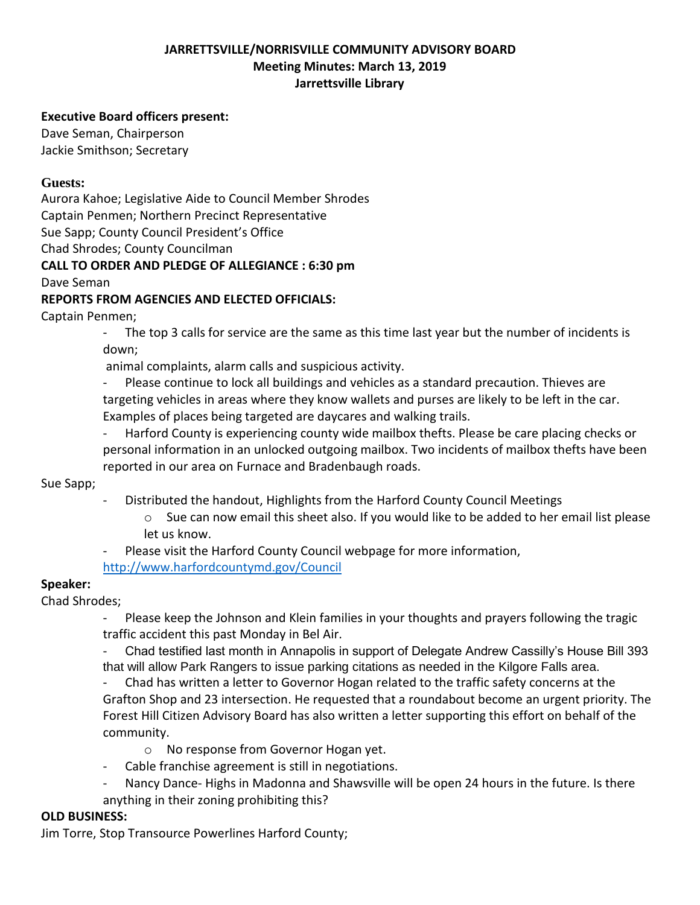**JARRETTSVILLE/NORRISVILLE COMMUNITY ADVISORY BOARD**
**Meeting Minutes: March 13, 2019**
**Jarrettsville Library**

**Executive Board officers present:**
Dave Seman, Chairperson
Jackie Smithson; Secretary

**Guests:**
Aurora Kahoe; Legislative Aide to Council Member Shrodes
Captain Penmen; Northern Precinct Representative
Sue Sapp; County Council President's Office
Chad Shrodes; County Councilman

**CALL TO ORDER AND PLEDGE OF ALLEGIANCE : 6:30 pm**
Dave Seman

**REPORTS FROM AGENCIES AND ELECTED OFFICIALS:**
Captain Penmen;

- The top 3 calls for service are the same as this time last year but the number of incidents is down;
  animal complaints, alarm calls and suspicious activity.
- Please continue to lock all buildings and vehicles as a standard precaution. Thieves are targeting vehicles in areas where they know wallets and purses are likely to be left in the car. Examples of places being targeted are daycares and walking trails.
- Harford County is experiencing county wide mailbox thefts. Please be care placing checks or personal information in an unlocked outgoing mailbox. Two incidents of mailbox thefts have been reported in our area on Furnace and Bradenbaugh roads.

Sue Sapp;

- Distributed the handout, Highlights from the Harford County Council Meetings
  - Sue can now email this sheet also. If you would like to be added to her email list please let us know.
- Please visit the Harford County Council webpage for more information, http://www.harfordcountymd.gov/Council

**Speaker:**
Chad Shrodes;

- Please keep the Johnson and Klein families in your thoughts and prayers following the tragic traffic accident this past Monday in Bel Air.
- Chad testified last month in Annapolis in support of Delegate Andrew Cassilly's House Bill 393 that will allow Park Rangers to issue parking citations as needed in the Kilgore Falls area.
- Chad has written a letter to Governor Hogan related to the traffic safety concerns at the Grafton Shop and 23 intersection. He requested that a roundabout become an urgent priority. The Forest Hill Citizen Advisory Board has also written a letter supporting this effort on behalf of the community.
  - No response from Governor Hogan yet.
- Cable franchise agreement is still in negotiations.
- Nancy Dance- Highs in Madonna and Shawsville will be open 24 hours in the future. Is there anything in their zoning prohibiting this?

**OLD BUSINESS:**
Jim Torre, Stop Transource Powerlines Harford County;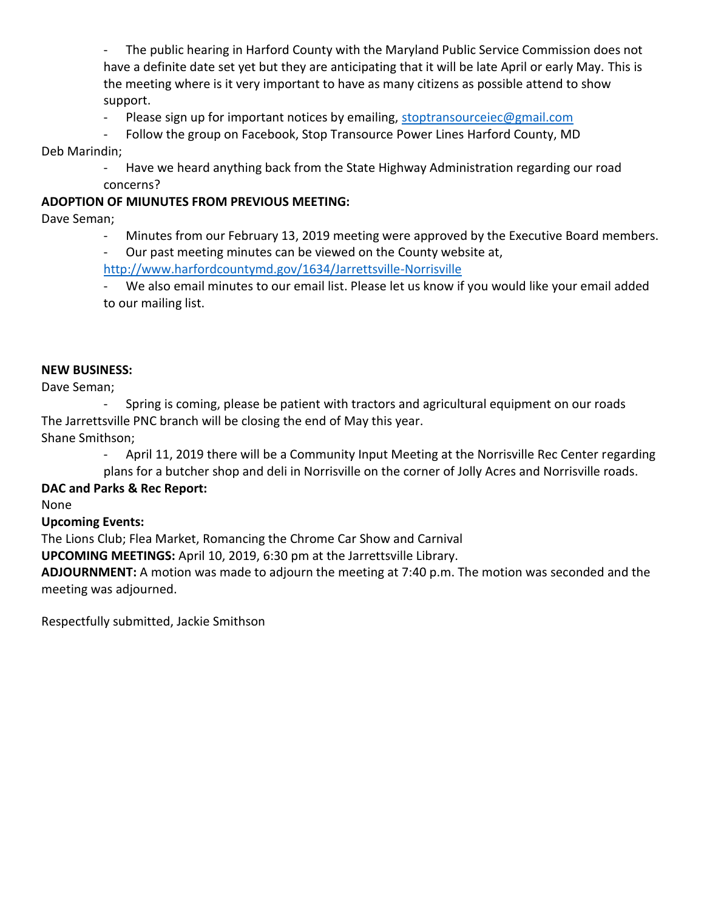- The public hearing in Harford County with the Maryland Public Service Commission does not have a definite date set yet but they are anticipating that it will be late April or early May. This is the meeting where is it very important to have as many citizens as possible attend to show support.
- Please sign up for important notices by emailing, stoptransourceiec@gmail.com
- Follow the group on Facebook, Stop Transource Power Lines Harford County, MD

Deb Marindin;

- Have we heard anything back from the State Highway Administration regarding our road concerns?

**ADOPTION OF MIUNUTES FROM PREVIOUS MEETING:**

Dave Seman;

- Minutes from our February 13, 2019 meeting were approved by the Executive Board members.
- Our past meeting minutes can be viewed on the County website at, http://www.harfordcountymd.gov/1634/Jarrettsville-Norrisville
- We also email minutes to our email list. Please let us know if you would like your email added to our mailing list.

**NEW BUSINESS:**

Dave Seman;

- Spring is coming, please be patient with tractors and agricultural equipment on our roads

The Jarrettsville PNC branch will be closing the end of May this year.

Shane Smithson;

- April 11, 2019 there will be a Community Input Meeting at the Norrisville Rec Center regarding plans for a butcher shop and deli in Norrisville on the corner of Jolly Acres and Norrisville roads.

**DAC and Parks & Rec Report:**

None

**Upcoming Events:**

The Lions Club; Flea Market, Romancing the Chrome Car Show and Carnival

**UPCOMING MEETINGS:** April 10, 2019, 6:30 pm at the Jarrettsville Library.

**ADJOURNMENT:** A motion was made to adjourn the meeting at 7:40 p.m. The motion was seconded and the meeting was adjourned.

Respectfully submitted, Jackie Smithson